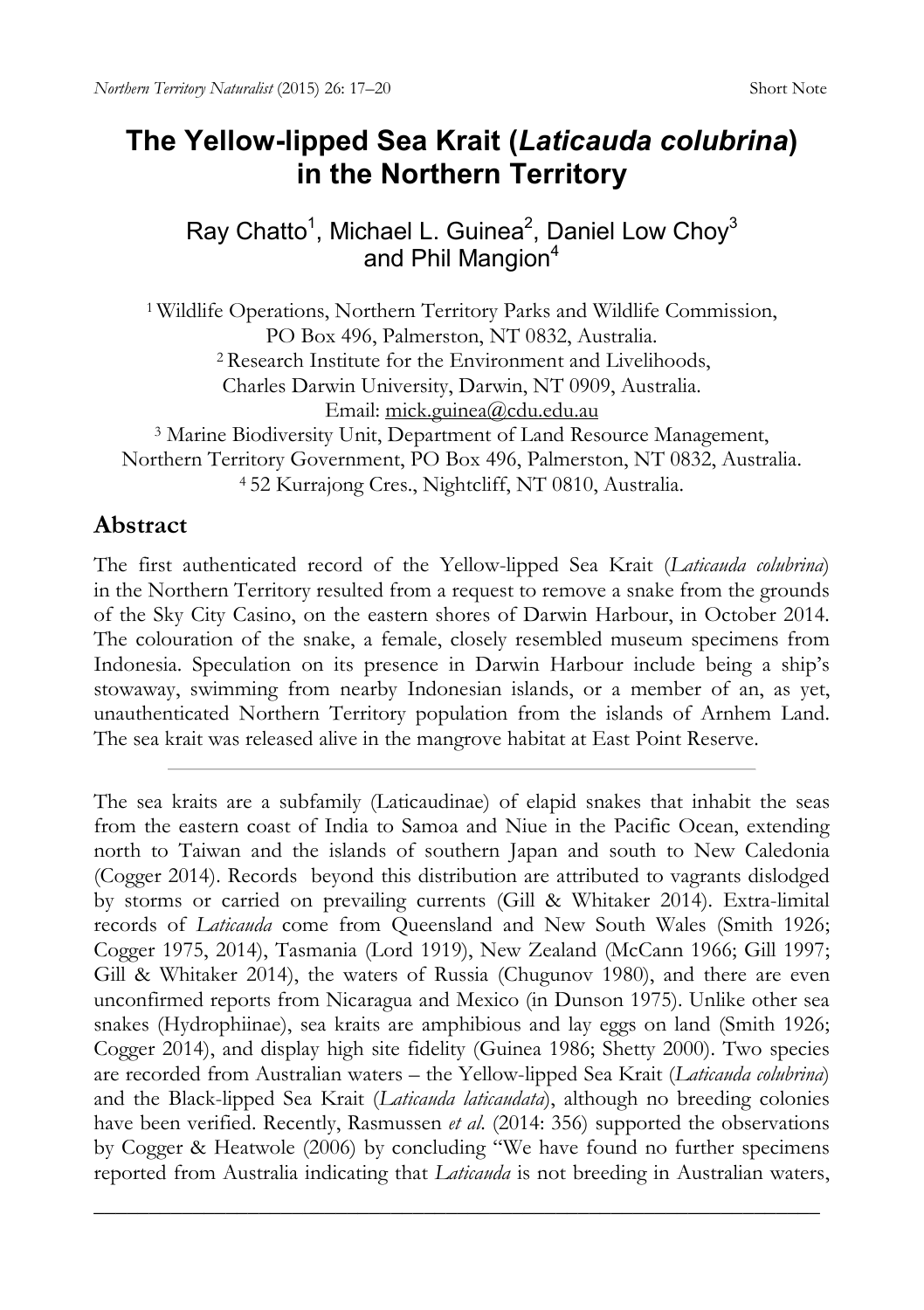Short Note

# The Yellow-lipped Sea Krait (*Laticauda colubrina*) in the Northern Territory

Ray Chatto[1], Michael L. Guinea[2], Daniel Low Choy[3] and Phil Mangion[4]

[1] Wildlife Operations, Northern Territory Parks and Wildlife Commission, PO Box 496, Palmerston, NT 0832, Australia.
[2] Research Institute for the Environment and Livelihoods, Charles Darwin University, Darwin, NT 0909, Australia.
Email: mick.guinea@cdu.edu.au
[3] Marine Biodiversity Unit, Department of Land Resource Management, Northern Territory Government, PO Box 496, Palmerston, NT 0832, Australia.
[4] 52 Kurrajong Cres., Nightcliff, NT 0810, Australia.

## Abstract

The first authenticated record of the Yellow-lipped Sea Krait (*Laticauda colubrina*) in the Northern Territory resulted from a request to remove a snake from the grounds of the Sky City Casino, on the eastern shores of Darwin Harbour, in October 2014. The colouration of the snake, a female, closely resembled museum specimens from Indonesia. Speculation on its presence in Darwin Harbour include being a ship's stowaway, swimming from nearby Indonesian islands, or a member of an, as yet, unauthenticated Northern Territory population from the islands of Arnhem Land. The sea krait was released alive in the mangrove habitat at East Point Reserve.

---

The sea kraits are a subfamily (Laticaudinae) of elapid snakes that inhabit the seas from the eastern coast of India to Samoa and Niue in the Pacific Ocean, extending north to Taiwan and the islands of southern Japan and south to New Caledonia (Cogger 2014). Records beyond this distribution are attributed to vagrants dislodged by storms or carried on prevailing currents (Gill & Whitaker 2014). Extra-limital records of *Laticauda* come from Queensland and New South Wales (Smith 1926; Cogger 1975, 2014), Tasmania (Lord 1919), New Zealand (McCann 1966; Gill 1997; Gill & Whitaker 2014), the waters of Russia (Chugunov 1980), and there are even unconfirmed reports from Nicaragua and Mexico (in Dunson 1975). Unlike other sea snakes (Hydrophiinae), sea kraits are amphibious and lay eggs on land (Smith 1926; Cogger 2014), and display high site fidelity (Guinea 1986; Shetty 2000). Two species are recorded from Australian waters – the Yellow-lipped Sea Krait (*Laticauda colubrina*) and the Black-lipped Sea Krait (*Laticauda laticaudata*), although no breeding colonies have been verified. Recently, Rasmussen *et al.* (2014: 356) supported the observations by Cogger & Heatwole (2006) by concluding "We have found no further specimens reported from Australia indicating that *Laticauda* is not breeding in Australian waters,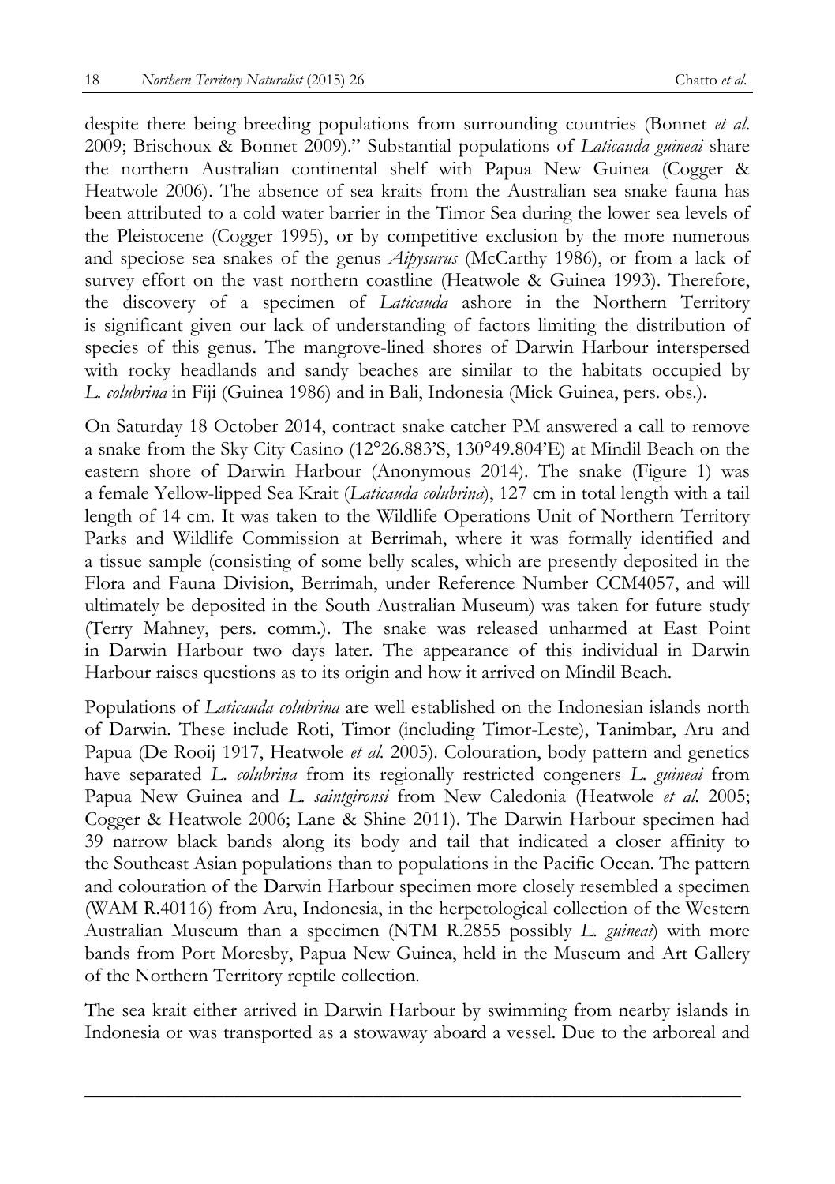despite there being breeding populations from surrounding countries (Bonnet *et al.* 2009; Brischoux & Bonnet 2009)." Substantial populations of *Laticauda guineai* share the northern Australian continental shelf with Papua New Guinea (Cogger & Heatwole 2006). The absence of sea kraits from the Australian sea snake fauna has been attributed to a cold water barrier in the Timor Sea during the lower sea levels of the Pleistocene (Cogger 1995), or by competitive exclusion by the more numerous and speciose sea snakes of the genus *Aipysurus* (McCarthy 1986), or from a lack of survey effort on the vast northern coastline (Heatwole & Guinea 1993). Therefore, the discovery of a specimen of *Laticauda* ashore in the Northern Territory is significant given our lack of understanding of factors limiting the distribution of species of this genus. The mangrove-lined shores of Darwin Harbour interspersed with rocky headlands and sandy beaches are similar to the habitats occupied by *L. colubrina* in Fiji (Guinea 1986) and in Bali, Indonesia (Mick Guinea, pers. obs.).

On Saturday 18 October 2014, contract snake catcher PM answered a call to remove a snake from the Sky City Casino (12°26.883'S, 130°49.804'E) at Mindil Beach on the eastern shore of Darwin Harbour (Anonymous 2014). The snake (Figure 1) was a female Yellow-lipped Sea Krait (*Laticauda colubrina*), 127 cm in total length with a tail length of 14 cm. It was taken to the Wildlife Operations Unit of Northern Territory Parks and Wildlife Commission at Berrimah, where it was formally identified and a tissue sample (consisting of some belly scales, which are presently deposited in the Flora and Fauna Division, Berrimah, under Reference Number CCM4057, and will ultimately be deposited in the South Australian Museum) was taken for future study (Terry Mahney, pers. comm.). The snake was released unharmed at East Point in Darwin Harbour two days later. The appearance of this individual in Darwin Harbour raises questions as to its origin and how it arrived on Mindil Beach.

Populations of *Laticauda colubrina* are well established on the Indonesian islands north of Darwin. These include Roti, Timor (including Timor-Leste), Tanimbar, Aru and Papua (De Rooij 1917, Heatwole *et al.* 2005). Colouration, body pattern and genetics have separated *L. colubrina* from its regionally restricted congeners *L. guineai* from Papua New Guinea and *L. saintgironsi* from New Caledonia (Heatwole *et al.* 2005; Cogger & Heatwole 2006; Lane & Shine 2011). The Darwin Harbour specimen had 39 narrow black bands along its body and tail that indicated a closer affinity to the Southeast Asian populations than to populations in the Pacific Ocean. The pattern and colouration of the Darwin Harbour specimen more closely resembled a specimen (WAM R.40116) from Aru, Indonesia, in the herpetological collection of the Western Australian Museum than a specimen (NTM R.2855 possibly *L. guineai*) with more bands from Port Moresby, Papua New Guinea, held in the Museum and Art Gallery of the Northern Territory reptile collection.

The sea krait either arrived in Darwin Harbour by swimming from nearby islands in Indonesia or was transported as a stowaway aboard a vessel. Due to the arboreal and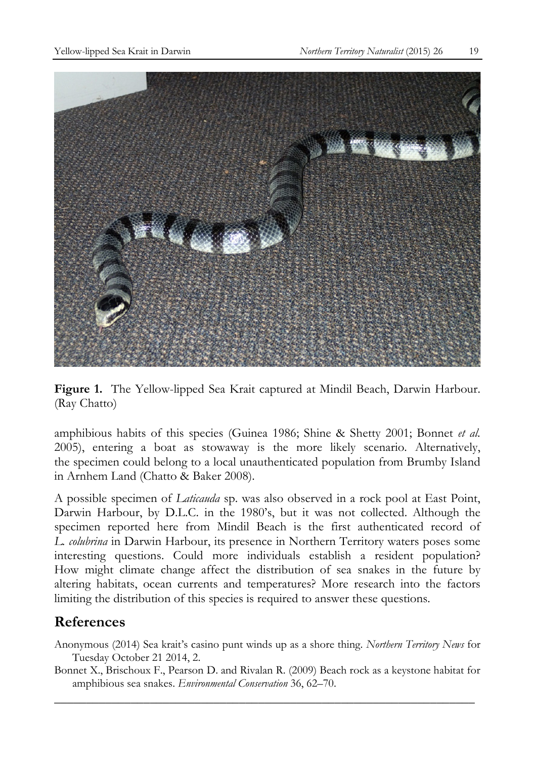**Figure 1.** The Yellow-lipped Sea Krait captured at Mindil Beach, Darwin Harbour. (Ray Chatto)

amphibious habits of this species (Guinea 1986; Shine & Shetty 2001; Bonnet *et al.* 2005), entering a boat as stowaway is the more likely scenario. Alternatively, the specimen could belong to a local unauthenticated population from Brumby Island in Arnhem Land (Chatto & Baker 2008).

A possible specimen of *Laticauda* sp. was also observed in a rock pool at East Point, Darwin Harbour, by D.L.C. in the 1980's, but it was not collected. Although the specimen reported here from Mindil Beach is the first authenticated record of *L. colubrina* in Darwin Harbour, its presence in Northern Territory waters poses some interesting questions. Could more individuals establish a resident population? How might climate change affect the distribution of sea snakes in the future by altering habitats, ocean currents and temperatures? More research into the factors limiting the distribution of this species is required to answer these questions.

## References

Anonymous (2014) Sea krait's casino punt winds up as a shore thing. *Northern Territory News* for Tuesday October 21 2014, 2.

Bonnet X., Brischoux F., Pearson D. and Rivalan R. (2009) Beach rock as a keystone habitat for amphibious sea snakes. *Environmental Conservation* 36, 62–70.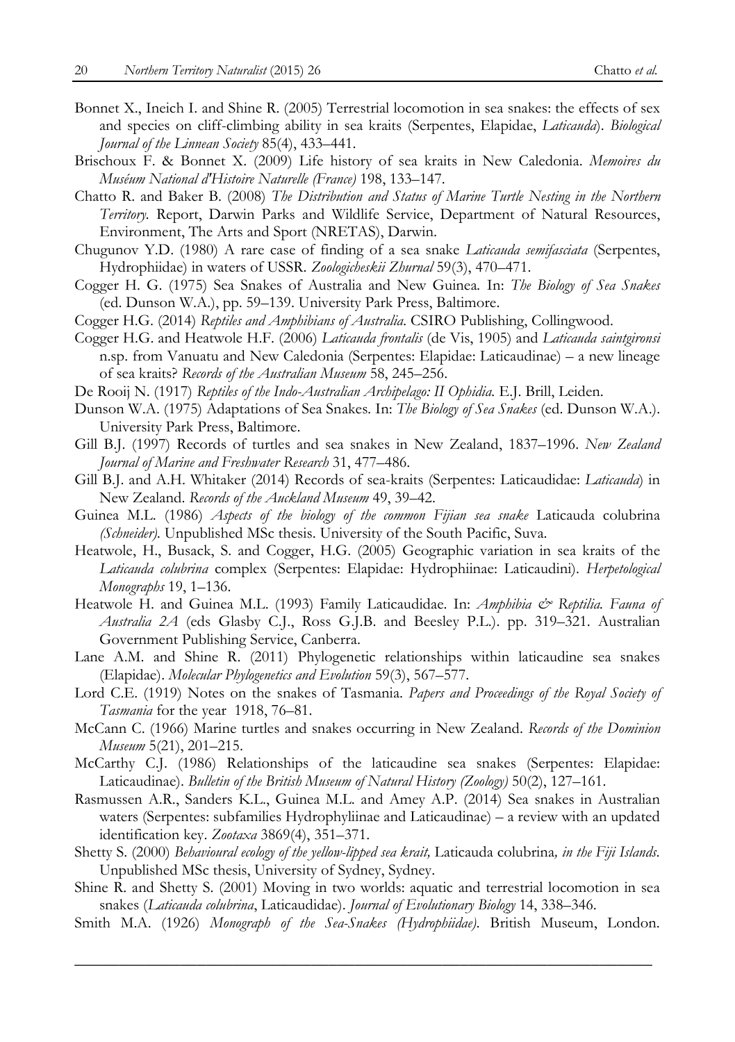Bonnet X., Ineich I. and Shine R. (2005) Terrestrial locomotion in sea snakes: the effects of sex and species on cliff-climbing ability in sea kraits (Serpentes, Elapidae, *Laticauda*). *Biological Journal of the Linnean Society* 85(4), 433–441.

Brischoux F. & Bonnet X. (2009) Life history of sea kraits in New Caledonia. *Memoires du Muséum National d'Histoire Naturelle (France)* 198, 133–147.

Chatto R. and Baker B. (2008) *The Distribution and Status of Marine Turtle Nesting in the Northern Territory*. Report, Darwin Parks and Wildlife Service, Department of Natural Resources, Environment, The Arts and Sport (NRETAS), Darwin.

Chugunov Y.D. (1980) A rare case of finding of a sea snake *Laticauda semifasciata* (Serpentes, Hydrophiidae) in waters of USSR. *Zoologicheskii Zhurnal* 59(3), 470–471.

Cogger H. G. (1975) Sea Snakes of Australia and New Guinea. In: *The Biology of Sea Snakes* (ed. Dunson W.A.), pp. 59–139. University Park Press, Baltimore.

Cogger H.G. (2014) *Reptiles and Amphibians of Australia*. CSIRO Publishing, Collingwood.

Cogger H.G. and Heatwole H.F. (2006) *Laticauda frontalis* (de Vis, 1905) and *Laticauda saintgironsi* n.sp. from Vanuatu and New Caledonia (Serpentes: Elapidae: Laticaudinae) – a new lineage of sea kraits? *Records of the Australian Museum* 58, 245–256.

De Rooij N. (1917) *Reptiles of the Indo-Australian Archipelago: II Ophidia*. E.J. Brill, Leiden.

Dunson W.A. (1975) Adaptations of Sea Snakes. In: *The Biology of Sea Snakes* (ed. Dunson W.A.). University Park Press, Baltimore.

Gill B.J. (1997) Records of turtles and sea snakes in New Zealand, 1837–1996. *New Zealand Journal of Marine and Freshwater Research* 31, 477–486.

Gill B.J. and A.H. Whitaker (2014) Records of sea-kraits (Serpentes: Laticaudidae: *Laticauda*) in New Zealand. *Records of the Auckland Museum* 49, 39–42.

Guinea M.L. (1986) *Aspects of the biology of the common Fijian sea snake* Laticauda colubrina *(Schneider)*. Unpublished MSc thesis. University of the South Pacific, Suva.

Heatwole, H., Busack, S. and Cogger, H.G. (2005) Geographic variation in sea kraits of the *Laticauda colubrina* complex (Serpentes: Elapidae: Hydrophiinae: Laticaudini). *Herpetological Monographs* 19, 1–136.

Heatwole H. and Guinea M.L. (1993) Family Laticaudidae. In: *Amphibia & Reptilia. Fauna of Australia 2A* (eds Glasby C.J., Ross G.J.B. and Beesley P.L.). pp. 319–321. Australian Government Publishing Service, Canberra.

Lane A.M. and Shine R. (2011) Phylogenetic relationships within laticaudine sea snakes (Elapidae). *Molecular Phylogenetics and Evolution* 59(3), 567–577.

Lord C.E. (1919) Notes on the snakes of Tasmania. *Papers and Proceedings of the Royal Society of Tasmania* for the year 1918, 76–81.

McCann C. (1966) Marine turtles and snakes occurring in New Zealand. *Records of the Dominion Museum* 5(21), 201–215.

McCarthy C.J. (1986) Relationships of the laticaudine sea snakes (Serpentes: Elapidae: Laticaudinae). *Bulletin of the British Museum of Natural History (Zoology)* 50(2), 127–161.

Rasmussen A.R., Sanders K.L., Guinea M.L. and Amey A.P. (2014) Sea snakes in Australian waters (Serpentes: subfamilies Hydrophyliinae and Laticaudinae) – a review with an updated identification key. *Zootaxa* 3869(4), 351–371.

Shetty S. (2000) *Behavioural ecology of the yellow-lipped sea krait,* Laticauda colubrina*, in the Fiji Islands*. Unpublished MSc thesis, University of Sydney, Sydney.

Shine R. and Shetty S. (2001) Moving in two worlds: aquatic and terrestrial locomotion in sea snakes (*Laticauda colubrina*, Laticaudidae). *Journal of Evolutionary Biology* 14, 338–346.

Smith M.A. (1926) *Monograph of the Sea-Snakes (Hydrophiidae)*. British Museum, London.